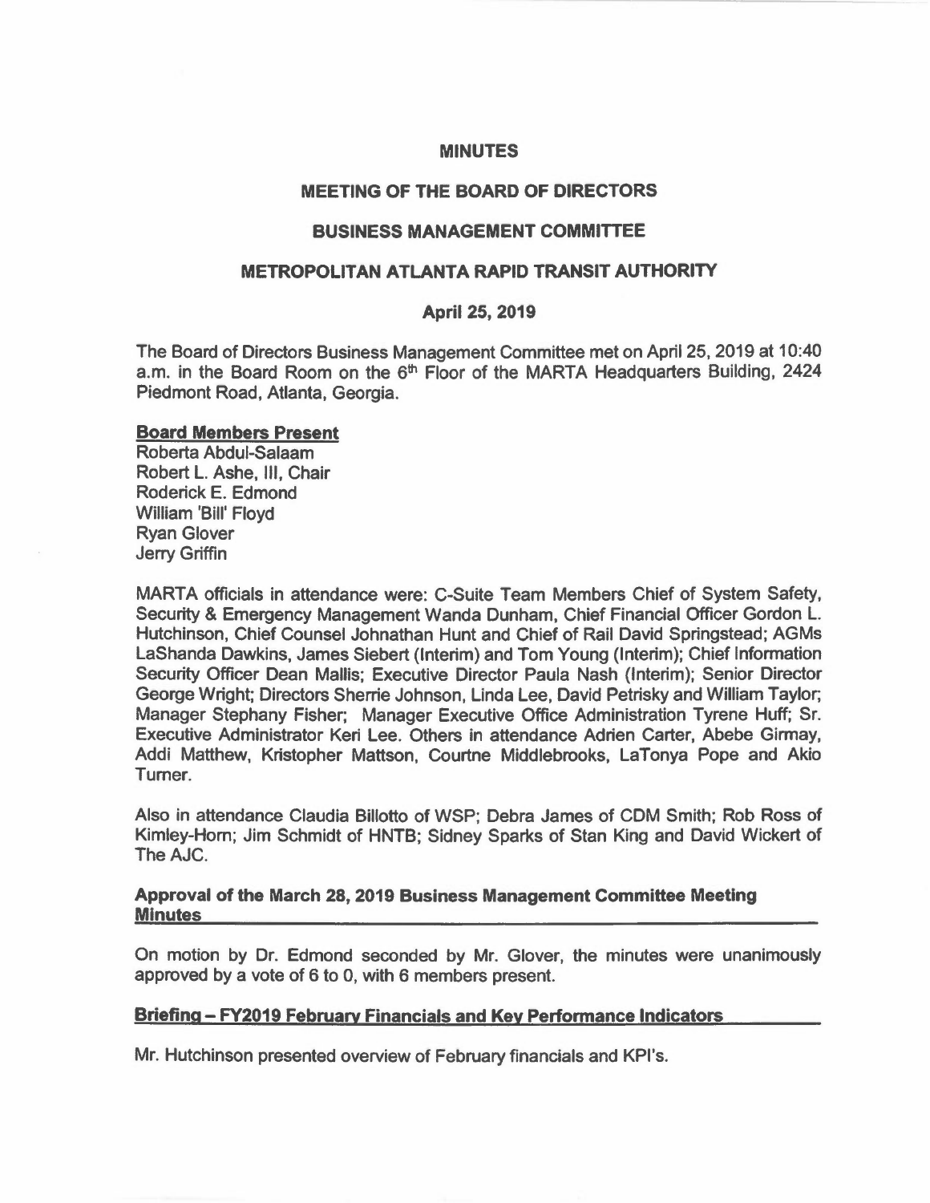# MINUTES

## MEETING OF THE BOARD OF DIRECTORS

## BUSINESS MANAGEMENT COMMITTEE

## METROPOLITAN ATLANTA RAPID TRANSIT AUTHORITY

## April 25, 2019

The Board of Directors Business Management Committee met on April 25, 2019 at 10:40 a.m. in the Board Room on the 6th Floor of the MARTA Headquarters Building, 2424 Piedmont Road, Atlanta, Georgia.

**Board Members Present**

Roberta Abdul-Salaam
Robert L. Ashe, III, Chair
Roderick E. Edmond
William 'Bill' Floyd
Ryan Glover
Jerry Griffin

MARTA officials in attendance were: C-Suite Team Members Chief of System Safety, Security & Emergency Management Wanda Dunham, Chief Financial Officer Gordon L. Hutchinson, Chief Counsel Johnathan Hunt and Chief of Rail David Springstead; AGMs LaShanda Dawkins, James Siebert (Interim) and Tom Young (Interim); Chief Information Security Officer Dean Mallis; Executive Director Paula Nash (Interim); Senior Director George Wright; Directors Sherrie Johnson, Linda Lee, David Petrisky and William Taylor; Manager Stephany Fisher; Manager Executive Office Administration Tyrene Huff; Sr. Executive Administrator Keri Lee. Others in attendance Adrien Carter, Abebe Girmay, Addi Matthew, Kristopher Mattson, Courtne Middlebrooks, LaTonya Pope and Akio Turner.

Also in attendance Claudia Billotto of WSP; Debra James of CDM Smith; Rob Ross of Kimley-Horn; Jim Schmidt of HNTB; Sidney Sparks of Stan King and David Wickert of The AJC.

**Approval of the March 28, 2019 Business Management Committee Meeting Minutes**

On motion by Dr. Edmond seconded by Mr. Glover, the minutes were unanimously approved by a vote of 6 to 0, with 6 members present.

**Briefing – FY2019 February Financials and Key Performance Indicators**

Mr. Hutchinson presented overview of February financials and KPI's.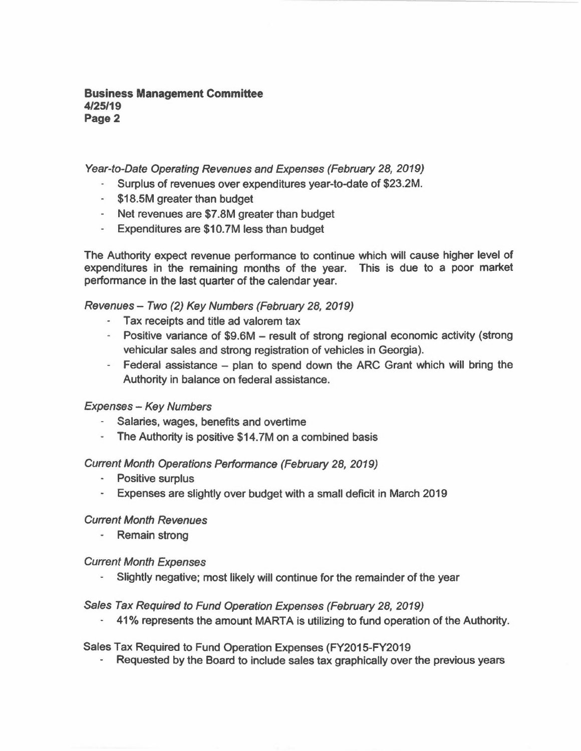*Year-to-Date Operating Revenues and Expenses (February 28, 2019)*

- Surplus of revenues over expenditures year-to-date of $23.2M.
- $18.5M greater than budget
- Net revenues are $7.8M greater than budget
- Expenditures are $10.7M less than budget

The Authority expect revenue performance to continue which will cause higher level of expenditures in the remaining months of the year. This is due to a poor market performance in the last quarter of the calendar year.

*Revenues – Two (2) Key Numbers (February 28, 2019)*

- Tax receipts and title ad valorem tax
- Positive variance of $9.6M – result of strong regional economic activity (strong vehicular sales and strong registration of vehicles in Georgia).
- Federal assistance – plan to spend down the ARC Grant which will bring the Authority in balance on federal assistance.

*Expenses – Key Numbers*

- Salaries, wages, benefits and overtime
- The Authority is positive $14.7M on a combined basis

*Current Month Operations Performance (February 28, 2019)*

- Positive surplus
- Expenses are slightly over budget with a small deficit in March 2019

*Current Month Revenues*

- Remain strong

*Current Month Expenses*

- Slightly negative; most likely will continue for the remainder of the year

*Sales Tax Required to Fund Operation Expenses (February 28, 2019)*

- 41% represents the amount MARTA is utilizing to fund operation of the Authority.

Sales Tax Required to Fund Operation Expenses (FY2015-FY2019

- Requested by the Board to include sales tax graphically over the previous years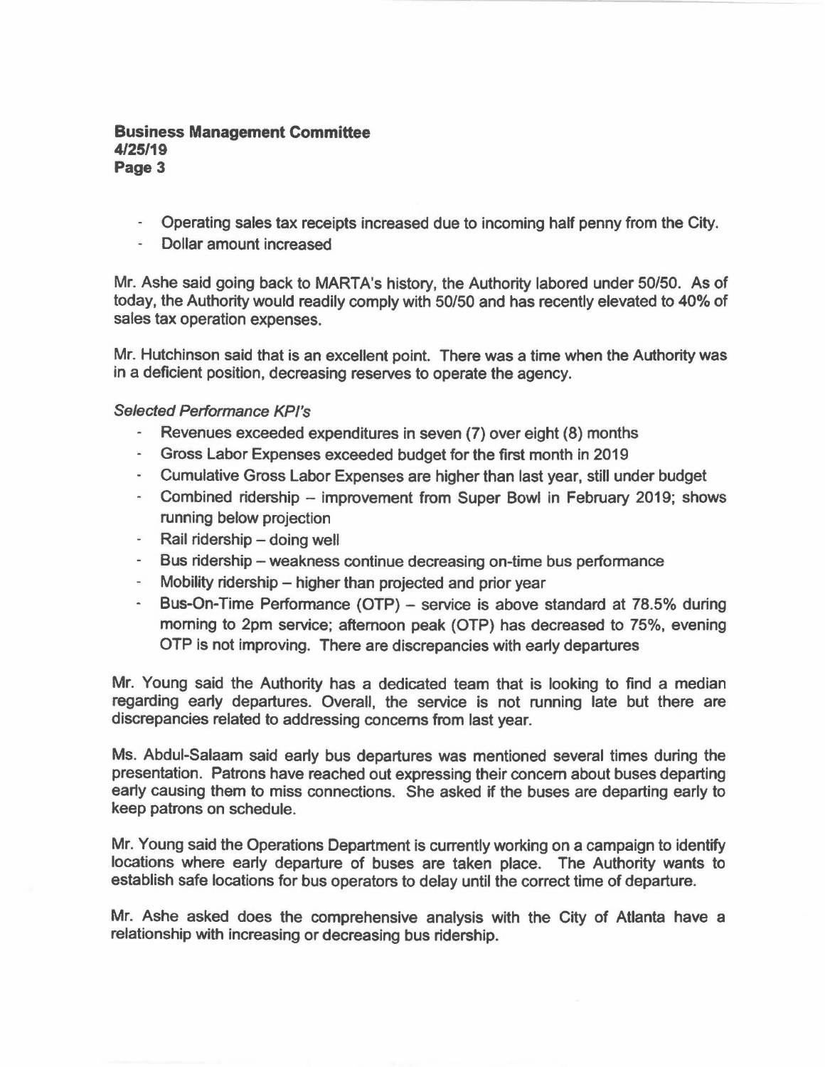- Operating sales tax receipts increased due to incoming half penny from the City.
- Dollar amount increased

Mr. Ashe said going back to MARTA's history, the Authority labored under 50/50. As of today, the Authority would readily comply with 50/50 and has recently elevated to 40% of sales tax operation expenses.

Mr. Hutchinson said that is an excellent point. There was a time when the Authority was in a deficient position, decreasing reserves to operate the agency.

*Selected Performance KPI's*

- Revenues exceeded expenditures in seven (7) over eight (8) months
- Gross Labor Expenses exceeded budget for the first month in 2019
- Cumulative Gross Labor Expenses are higher than last year, still under budget
- Combined ridership – improvement from Super Bowl in February 2019; shows running below projection
- Rail ridership – doing well
- Bus ridership – weakness continue decreasing on-time bus performance
- Mobility ridership – higher than projected and prior year
- Bus-On-Time Performance (OTP) – service is above standard at 78.5% during morning to 2pm service; afternoon peak (OTP) has decreased to 75%, evening OTP is not improving. There are discrepancies with early departures

Mr. Young said the Authority has a dedicated team that is looking to find a median regarding early departures. Overall, the service is not running late but there are discrepancies related to addressing concerns from last year.

Ms. Abdul-Salaam said early bus departures was mentioned several times during the presentation. Patrons have reached out expressing their concern about buses departing early causing them to miss connections. She asked if the buses are departing early to keep patrons on schedule.

Mr. Young said the Operations Department is currently working on a campaign to identify locations where early departure of buses are taken place. The Authority wants to establish safe locations for bus operators to delay until the correct time of departure.

Mr. Ashe asked does the comprehensive analysis with the City of Atlanta have a relationship with increasing or decreasing bus ridership.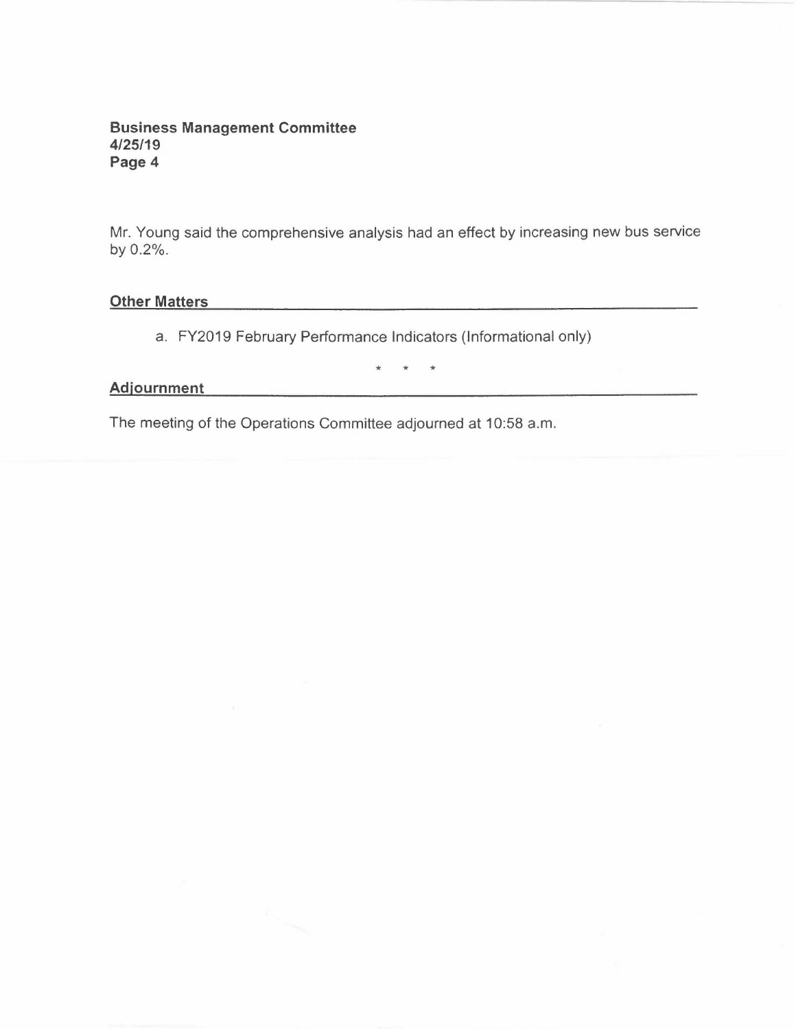Mr. Young said the comprehensive analysis had an effect by increasing new bus service by 0.2%.

## Other Matters

a. FY2019 February Performance Indicators (Informational only)

\* \* \*

## Adjournment

The meeting of the Operations Committee adjourned at 10:58 a.m.